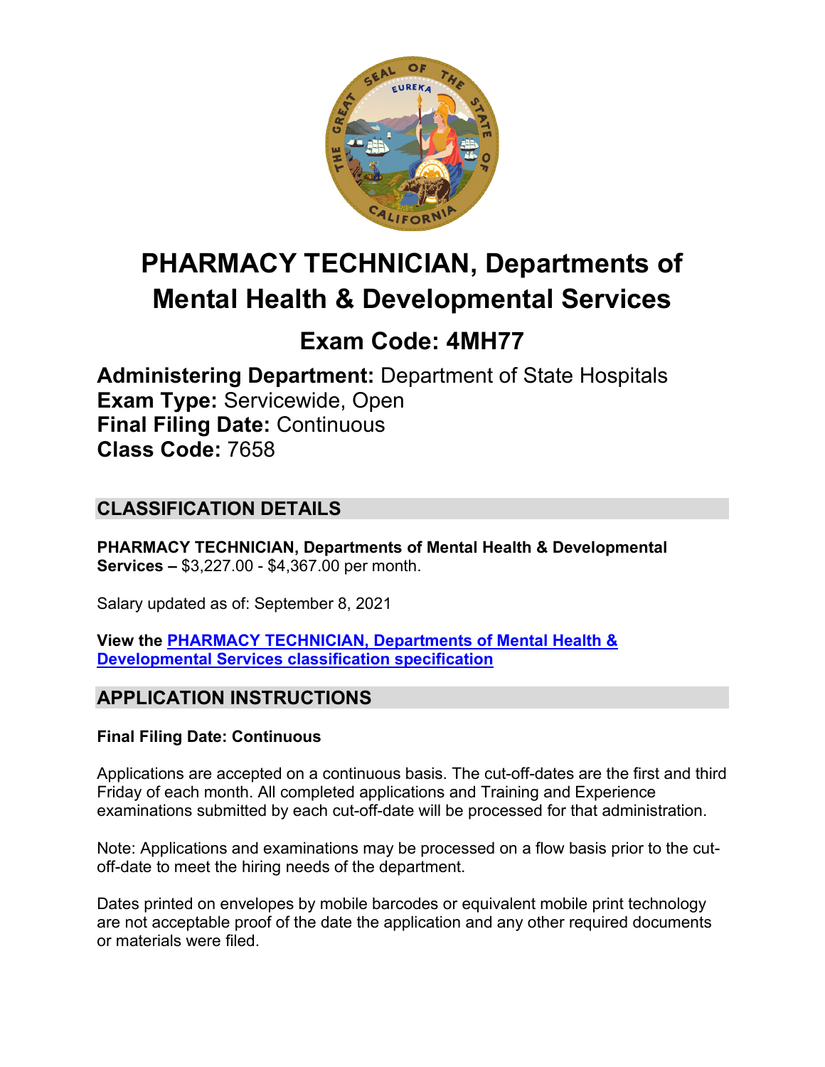# PHARMACY TECHNICIAN, Departments of Mental Health & Developmental Services

## Exam Code: 4MH77

**Administering Department:** Department of State Hospitals
**Exam Type:** Servicewide, Open
**Final Filing Date:** Continuous
**Class Code:** 7658

## CLASSIFICATION DETAILS

**PHARMACY TECHNICIAN, Departments of Mental Health & Developmental Services –** $3,227.00 - $4,367.00 per month.

Salary updated as of: September 8, 2021

**View the PHARMACY TECHNICIAN, Departments of Mental Health & Developmental Services classification specification**

## APPLICATION INSTRUCTIONS

**Final Filing Date: Continuous**

Applications are accepted on a continuous basis. The cut-off-dates are the first and third Friday of each month. All completed applications and Training and Experience examinations submitted by each cut-off-date will be processed for that administration.

Note: Applications and examinations may be processed on a flow basis prior to the cut-off-date to meet the hiring needs of the department.

Dates printed on envelopes by mobile barcodes or equivalent mobile print technology are not acceptable proof of the date the application and any other required documents or materials were filed.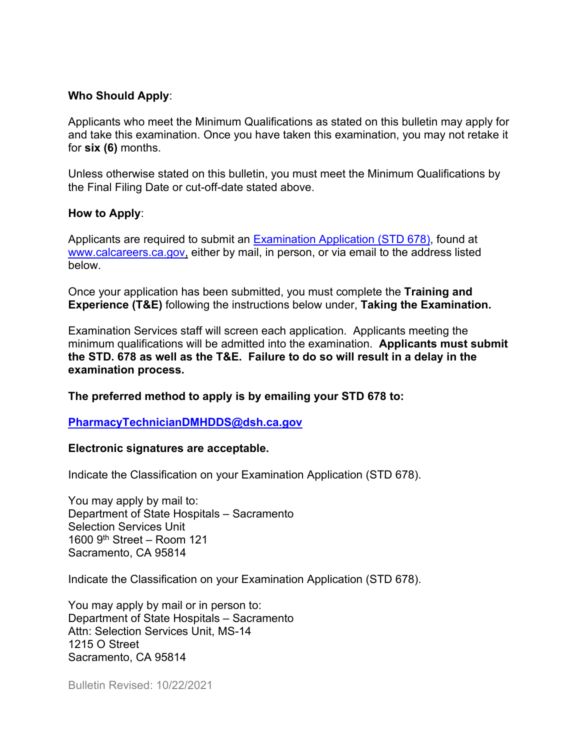**Who Should Apply**:

Applicants who meet the Minimum Qualifications as stated on this bulletin may apply for and take this examination. Once you have taken this examination, you may not retake it for **six (6)** months.

Unless otherwise stated on this bulletin, you must meet the Minimum Qualifications by the Final Filing Date or cut-off-date stated above.

**How to Apply**:

Applicants are required to submit an [Examination Application (STD 678)](), found at [www.calcareers.ca.gov](www.calcareers.ca.gov), either by mail, in person, or via email to the address listed below.

Once your application has been submitted, you must complete the **Training and Experience (T&E)** following the instructions below under, **Taking the Examination.**

Examination Services staff will screen each application. Applicants meeting the minimum qualifications will be admitted into the examination. **Applicants must submit the STD. 678 as well as the T&E. Failure to do so will result in a delay in the examination process.**

**The preferred method to apply is by emailing your STD 678 to:**

**[PharmacyTechnicianDMHDDS@dsh.ca.gov](mailto:PharmacyTechnicianDMHDDS@dsh.ca.gov)**

**Electronic signatures are acceptable.**

Indicate the Classification on your Examination Application (STD 678).

You may apply by mail to:
Department of State Hospitals – Sacramento
Selection Services Unit
1600 9th Street – Room 121
Sacramento, CA 95814

Indicate the Classification on your Examination Application (STD 678).

You may apply by mail or in person to:
Department of State Hospitals – Sacramento
Attn: Selection Services Unit, MS-14
1215 O Street
Sacramento, CA 95814

Bulletin Revised: 10/22/2021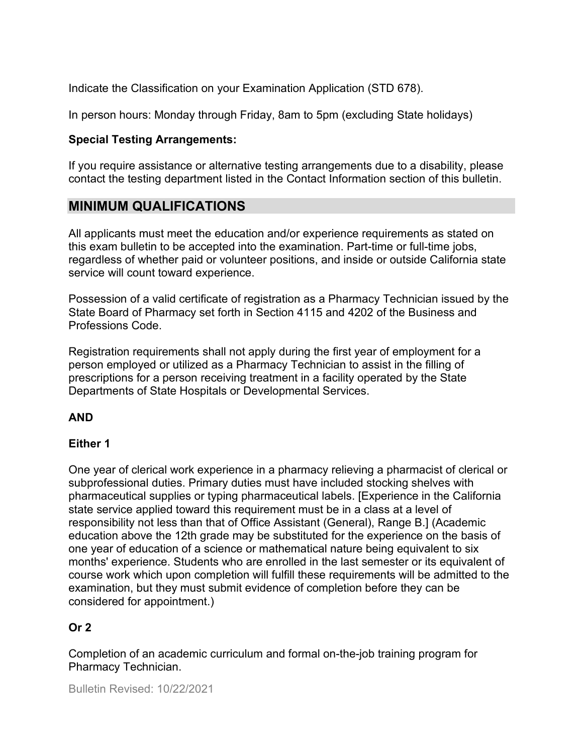Indicate the Classification on your Examination Application (STD 678).

In person hours: Monday through Friday, 8am to 5pm (excluding State holidays)

**Special Testing Arrangements:**

If you require assistance or alternative testing arrangements due to a disability, please contact the testing department listed in the Contact Information section of this bulletin.

## MINIMUM QUALIFICATIONS

All applicants must meet the education and/or experience requirements as stated on this exam bulletin to be accepted into the examination. Part-time or full-time jobs, regardless of whether paid or volunteer positions, and inside or outside California state service will count toward experience.

Possession of a valid certificate of registration as a Pharmacy Technician issued by the State Board of Pharmacy set forth in Section 4115 and 4202 of the Business and Professions Code.

Registration requirements shall not apply during the first year of employment for a person employed or utilized as a Pharmacy Technician to assist in the filling of prescriptions for a person receiving treatment in a facility operated by the State Departments of State Hospitals or Developmental Services.

**AND**

**Either 1**

One year of clerical work experience in a pharmacy relieving a pharmacist of clerical or subprofessional duties. Primary duties must have included stocking shelves with pharmaceutical supplies or typing pharmaceutical labels. [Experience in the California state service applied toward this requirement must be in a class at a level of responsibility not less than that of Office Assistant (General), Range B.] (Academic education above the 12th grade may be substituted for the experience on the basis of one year of education of a science or mathematical nature being equivalent to six months' experience. Students who are enrolled in the last semester or its equivalent of course work which upon completion will fulfill these requirements will be admitted to the examination, but they must submit evidence of completion before they can be considered for appointment.)

**Or 2**

Completion of an academic curriculum and formal on-the-job training program for Pharmacy Technician.

Bulletin Revised: 10/22/2021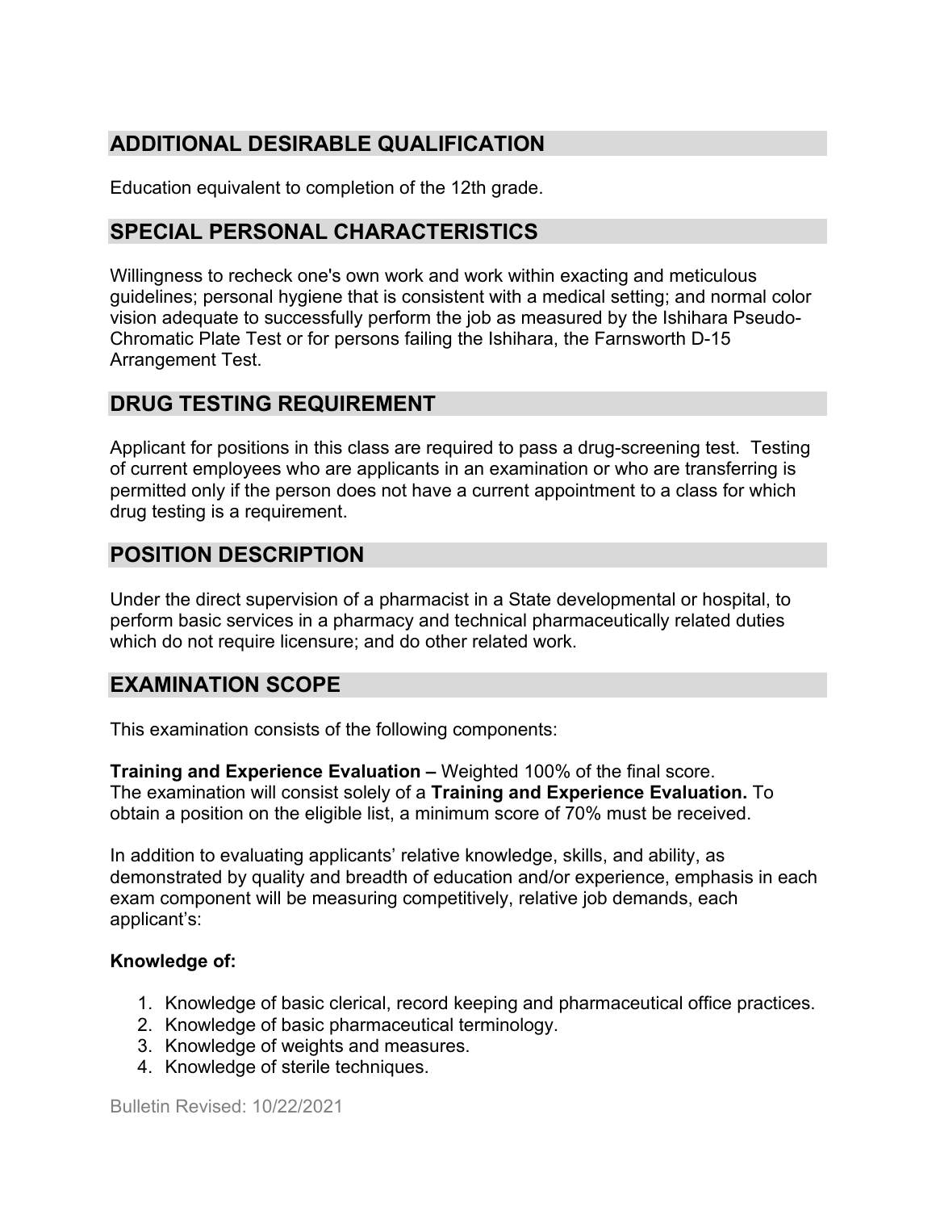## ADDITIONAL DESIRABLE QUALIFICATION

Education equivalent to completion of the 12th grade.

## SPECIAL PERSONAL CHARACTERISTICS

Willingness to recheck one's own work and work within exacting and meticulous guidelines; personal hygiene that is consistent with a medical setting; and normal color vision adequate to successfully perform the job as measured by the Ishihara Pseudo-Chromatic Plate Test or for persons failing the Ishihara, the Farnsworth D-15 Arrangement Test.

## DRUG TESTING REQUIREMENT

Applicant for positions in this class are required to pass a drug-screening test. Testing of current employees who are applicants in an examination or who are transferring is permitted only if the person does not have a current appointment to a class for which drug testing is a requirement.

## POSITION DESCRIPTION

Under the direct supervision of a pharmacist in a State developmental or hospital, to perform basic services in a pharmacy and technical pharmaceutically related duties which do not require licensure; and do other related work.

## EXAMINATION SCOPE

This examination consists of the following components:

**Training and Experience Evaluation –** Weighted 100% of the final score.
The examination will consist solely of a **Training and Experience Evaluation.** To obtain a position on the eligible list, a minimum score of 70% must be received.

In addition to evaluating applicants' relative knowledge, skills, and ability, as demonstrated by quality and breadth of education and/or experience, emphasis in each exam component will be measuring competitively, relative job demands, each applicant's:

**Knowledge of:**

1. Knowledge of basic clerical, record keeping and pharmaceutical office practices.
2. Knowledge of basic pharmaceutical terminology.
3. Knowledge of weights and measures.
4. Knowledge of sterile techniques.

Bulletin Revised: 10/22/2021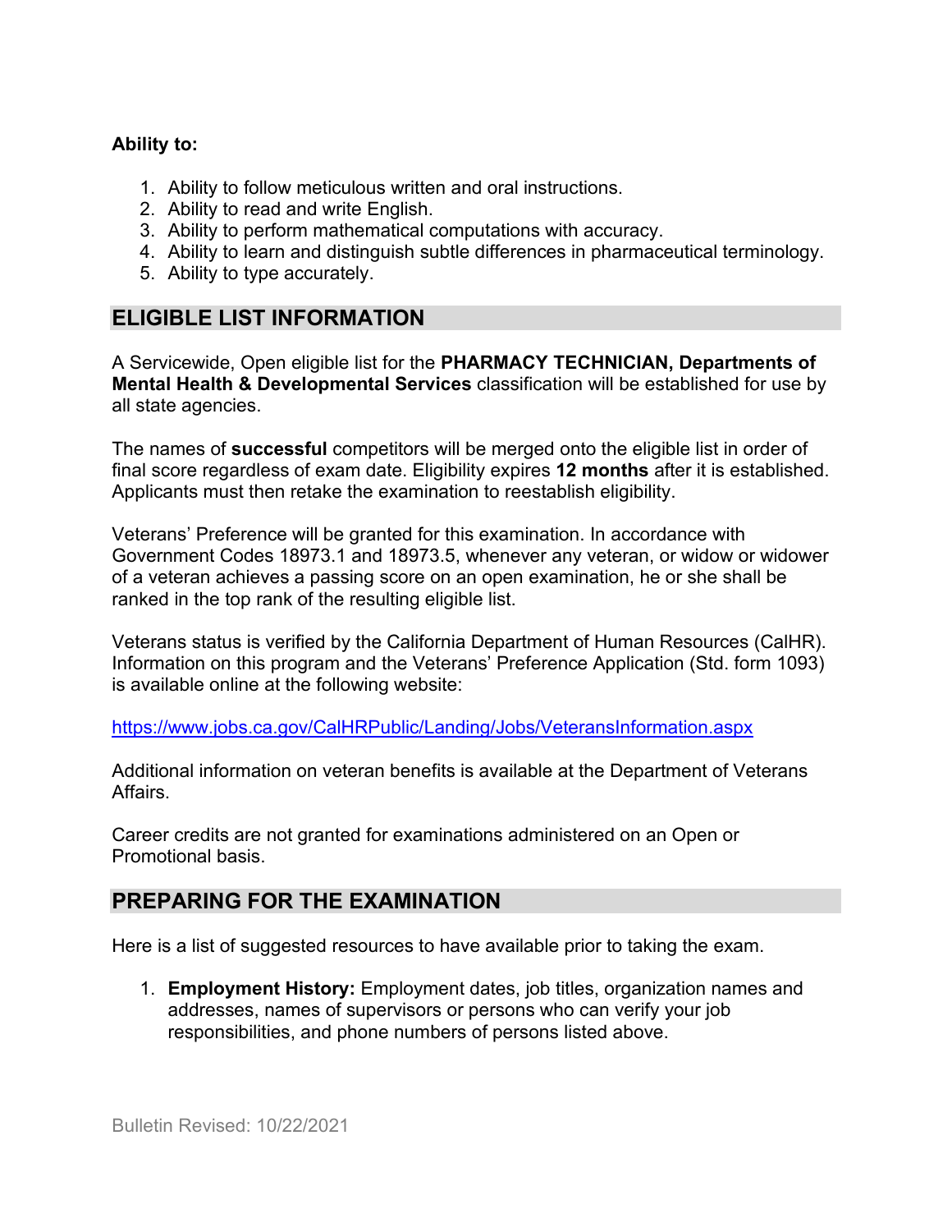**Ability to:**

1. Ability to follow meticulous written and oral instructions.
2. Ability to read and write English.
3. Ability to perform mathematical computations with accuracy.
4. Ability to learn and distinguish subtle differences in pharmaceutical terminology.
5. Ability to type accurately.

## ELIGIBLE LIST INFORMATION

A Servicewide, Open eligible list for the **PHARMACY TECHNICIAN, Departments of Mental Health & Developmental Services** classification will be established for use by all state agencies.

The names of **successful** competitors will be merged onto the eligible list in order of final score regardless of exam date. Eligibility expires **12 months** after it is established. Applicants must then retake the examination to reestablish eligibility.

Veterans' Preference will be granted for this examination. In accordance with Government Codes 18973.1 and 18973.5, whenever any veteran, or widow or widower of a veteran achieves a passing score on an open examination, he or she shall be ranked in the top rank of the resulting eligible list.

Veterans status is verified by the California Department of Human Resources (CalHR). Information on this program and the Veterans' Preference Application (Std. form 1093) is available online at the following website:

https://www.jobs.ca.gov/CalHRPublic/Landing/Jobs/VeteransInformation.aspx

Additional information on veteran benefits is available at the Department of Veterans Affairs.

Career credits are not granted for examinations administered on an Open or Promotional basis.

## PREPARING FOR THE EXAMINATION

Here is a list of suggested resources to have available prior to taking the exam.

1. **Employment History:** Employment dates, job titles, organization names and addresses, names of supervisors or persons who can verify your job responsibilities, and phone numbers of persons listed above.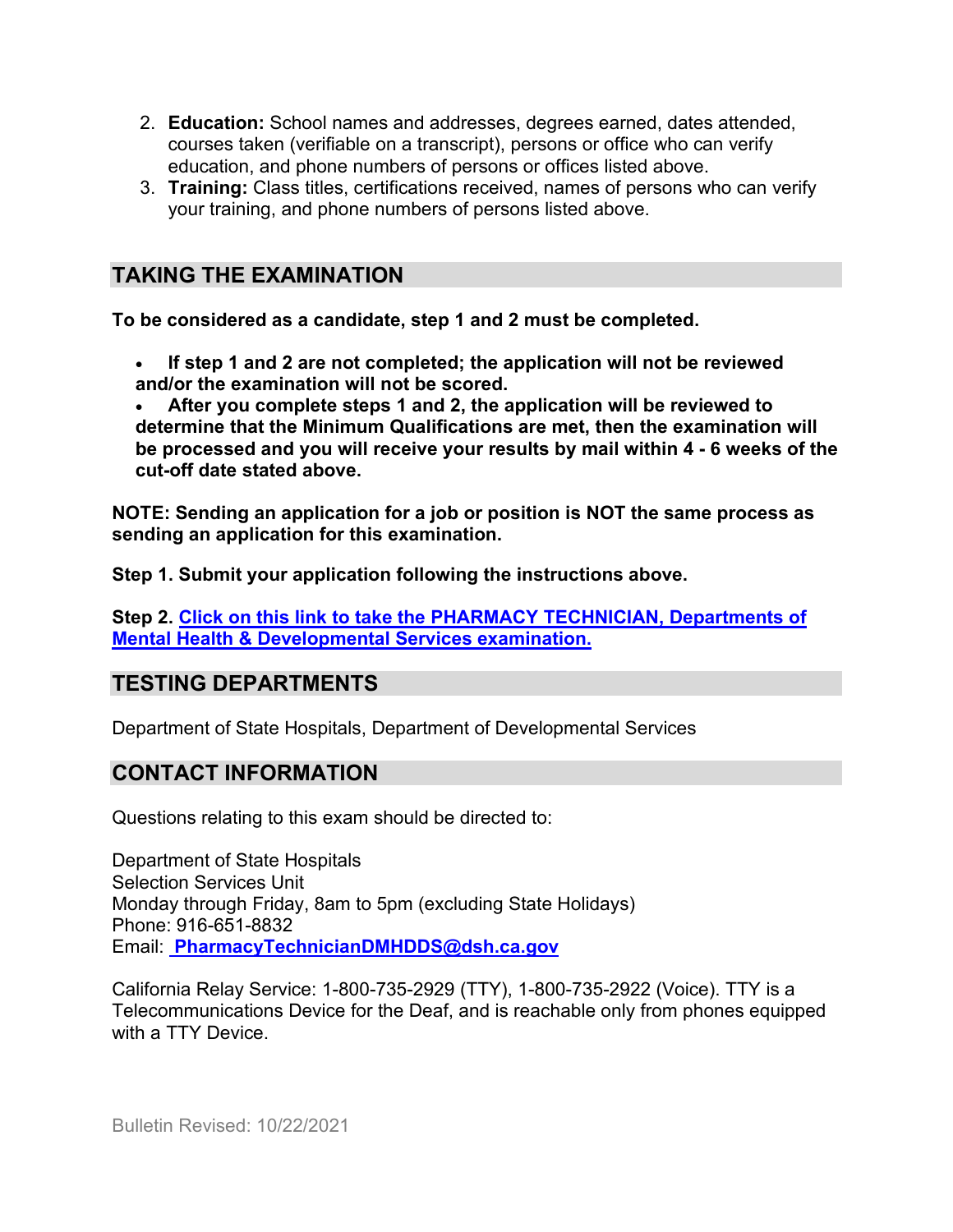2. **Education:** School names and addresses, degrees earned, dates attended, courses taken (verifiable on a transcript), persons or office who can verify education, and phone numbers of persons or offices listed above.
3. **Training:** Class titles, certifications received, names of persons who can verify your training, and phone numbers of persons listed above.

## TAKING THE EXAMINATION

**To be considered as a candidate, step 1 and 2 must be completed.**

- **If step 1 and 2 are not completed; the application will not be reviewed and/or the examination will not be scored.**
- **After you complete steps 1 and 2, the application will be reviewed to determine that the Minimum Qualifications are met, then the examination will be processed and you will receive your results by mail within 4 - 6 weeks of the cut-off date stated above.**

**NOTE: Sending an application for a job or position is NOT the same process as sending an application for this examination.**

**Step 1. Submit your application following the instructions above.**

**Step 2. Click on this link to take the PHARMACY TECHNICIAN, Departments of Mental Health & Developmental Services examination.**

## TESTING DEPARTMENTS

Department of State Hospitals, Department of Developmental Services

## CONTACT INFORMATION

Questions relating to this exam should be directed to:

Department of State Hospitals
Selection Services Unit
Monday through Friday, 8am to 5pm (excluding State Holidays)
Phone: 916-651-8832
Email: **PharmacyTechnicianDMHDDS@dsh.ca.gov**

California Relay Service: 1-800-735-2929 (TTY), 1-800-735-2922 (Voice). TTY is a Telecommunications Device for the Deaf, and is reachable only from phones equipped with a TTY Device.

Bulletin Revised: 10/22/2021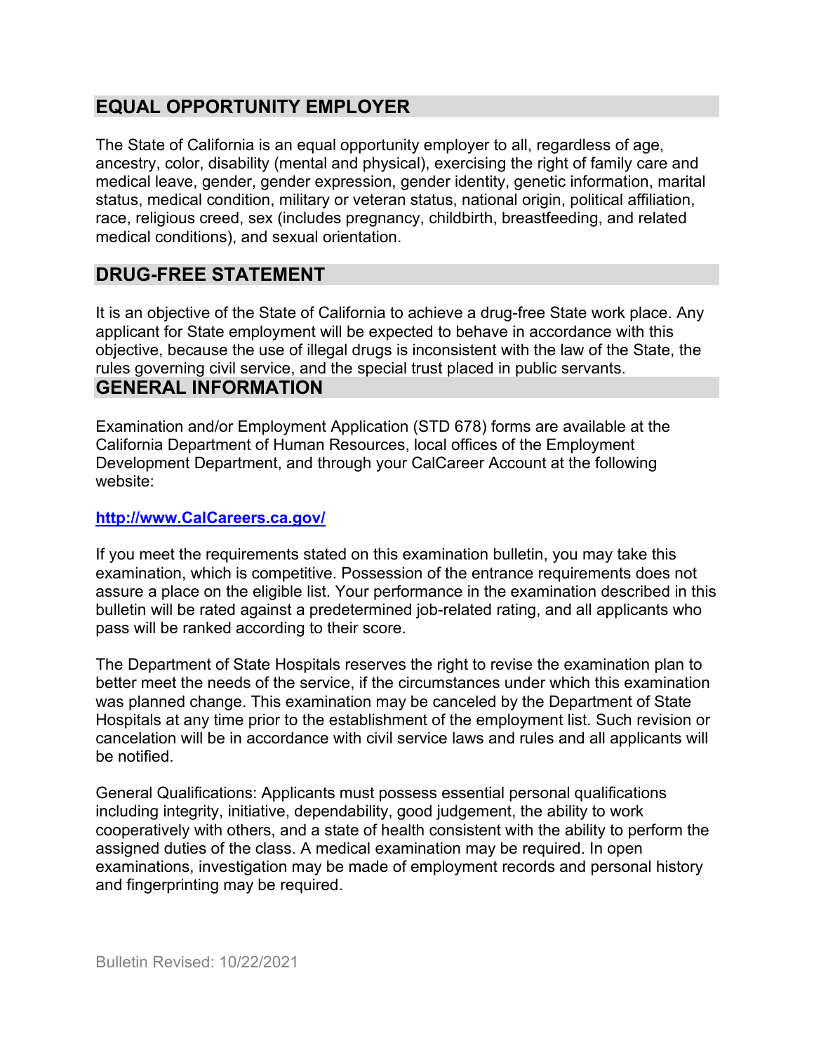## EQUAL OPPORTUNITY EMPLOYER

The State of California is an equal opportunity employer to all, regardless of age, ancestry, color, disability (mental and physical), exercising the right of family care and medical leave, gender, gender expression, gender identity, genetic information, marital status, medical condition, military or veteran status, national origin, political affiliation, race, religious creed, sex (includes pregnancy, childbirth, breastfeeding, and related medical conditions), and sexual orientation.

## DRUG-FREE STATEMENT

It is an objective of the State of California to achieve a drug-free State work place. Any applicant for State employment will be expected to behave in accordance with this objective, because the use of illegal drugs is inconsistent with the law of the State, the rules governing civil service, and the special trust placed in public servants.

## GENERAL INFORMATION

Examination and/or Employment Application (STD 678) forms are available at the California Department of Human Resources, local offices of the Employment Development Department, and through your CalCareer Account at the following website:

**http://www.CalCareers.ca.gov/**

If you meet the requirements stated on this examination bulletin, you may take this examination, which is competitive. Possession of the entrance requirements does not assure a place on the eligible list. Your performance in the examination described in this bulletin will be rated against a predetermined job-related rating, and all applicants who pass will be ranked according to their score.

The Department of State Hospitals reserves the right to revise the examination plan to better meet the needs of the service, if the circumstances under which this examination was planned change. This examination may be canceled by the Department of State Hospitals at any time prior to the establishment of the employment list. Such revision or cancelation will be in accordance with civil service laws and rules and all applicants will be notified.

General Qualifications: Applicants must possess essential personal qualifications including integrity, initiative, dependability, good judgement, the ability to work cooperatively with others, and a state of health consistent with the ability to perform the assigned duties of the class. A medical examination may be required. In open examinations, investigation may be made of employment records and personal history and fingerprinting may be required.

Bulletin Revised: 10/22/2021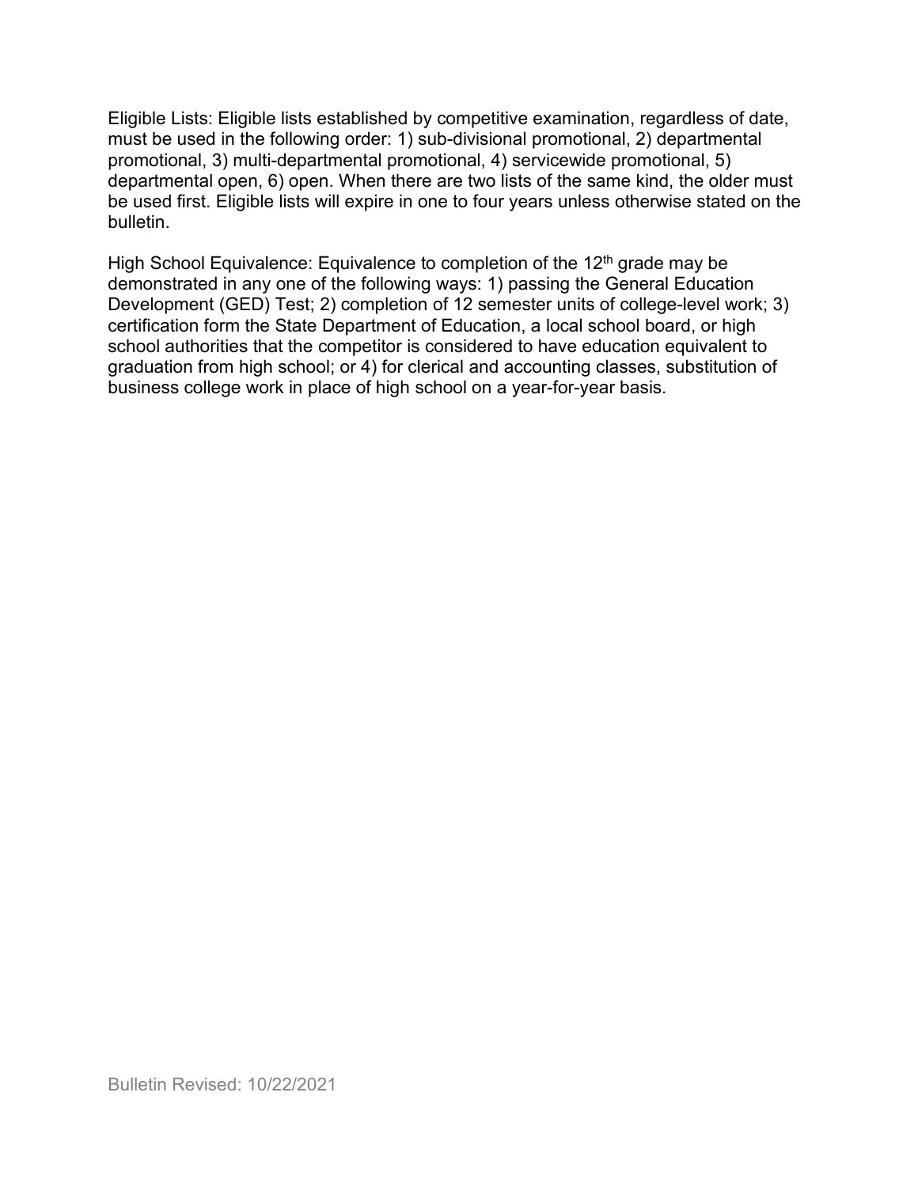Eligible Lists: Eligible lists established by competitive examination, regardless of date, must be used in the following order: 1) sub-divisional promotional, 2) departmental promotional, 3) multi-departmental promotional, 4) servicewide promotional, 5) departmental open, 6) open. When there are two lists of the same kind, the older must be used first. Eligible lists will expire in one to four years unless otherwise stated on the bulletin.

High School Equivalence: Equivalence to completion of the 12th grade may be demonstrated in any one of the following ways: 1) passing the General Education Development (GED) Test; 2) completion of 12 semester units of college-level work; 3) certification form the State Department of Education, a local school board, or high school authorities that the competitor is considered to have education equivalent to graduation from high school; or 4) for clerical and accounting classes, substitution of business college work in place of high school on a year-for-year basis.

Bulletin Revised: 10/22/2021